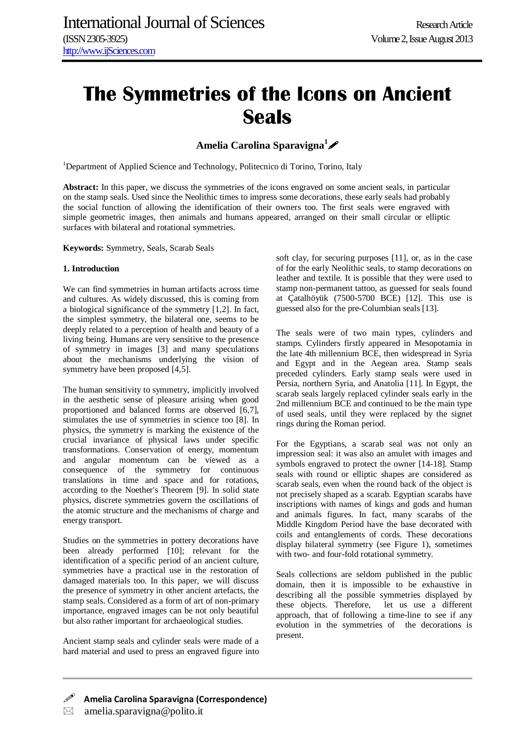# The Symmetries of the Icons on Ancient Seals

**Amelia Carolina Sparavigna[1]**

[1]Department of Applied Science and Technology, Politecnico di Torino, Torino, Italy

**Abstract:** In this paper, we discuss the symmetries of the icons engraved on some ancient seals, in particular on the stamp seals. Used since the Neolithic times to impress some decorations, these early seals had probably the social function of allowing the identification of their owners too. The first seals were engraved with simple geometric images, then animals and humans appeared, arranged on their small circular or elliptic surfaces with bilateral and rotational symmetries.

**Keywords:** Symmetry, Seals, Scarab Seals

## 1. Introduction

We can find symmetries in human artifacts across time and cultures. As widely discussed, this is coming from a biological significance of the symmetry [1,2]. In fact, the simplest symmetry, the bilateral one, seems to be deeply related to a perception of health and beauty of a living being. Humans are very sensitive to the presence of symmetry in images [3] and many speculations about the mechanisms underlying the vision of symmetry have been proposed [4,5].

The human sensitivity to symmetry, implicitly involved in the aesthetic sense of pleasure arising when good proportioned and balanced forms are observed [6,7], stimulates the use of symmetries in science too [8]. In physics, the symmetry is marking the existence of the crucial invariance of physical laws under specific transformations. Conservation of energy, momentum and angular momentum can be viewed as a consequence of the symmetry for continuous translations in time and space and for rotations, according to the Noether's Theorem [9]. In solid state physics, discrete symmetries govern the oscillations of the atomic structure and the mechanisms of charge and energy transport.

Studies on the symmetries in pottery decorations have been already performed [10]; relevant for the identification of a specific period of an ancient culture, symmetries have a practical use in the restoration of damaged materials too. In this paper, we will discuss the presence of symmetry in other ancient artefacts, the stamp seals. Considered as a form of art of non-primary importance, engraved images can be not only beautiful but also rather important for archaeological studies.

Ancient stamp seals and cylinder seals were made of a hard material and used to press an engraved figure into soft clay, for securing purposes [11], or, as in the case of for the early Neolithic seals, to stamp decorations on leather and textile. It is possible that they were used to stamp non-permanent tattoo, as guessed for seals found at Çatalhöyük (7500-5700 BCE) [12]. This use is guessed also for the pre-Columbian seals [13].

The seals were of two main types, cylinders and stamps. Cylinders firstly appeared in Mesopotamia in the late 4th millennium BCE, then widespread in Syria and Egypt and in the Aegean area. Stamp seals preceded cylinders. Early stamp seals were used in Persia, northern Syria, and Anatolia [11]. In Egypt, the scarab seals largely replaced cylinder seals early in the 2nd millennium BCE and continued to be the main type of used seals, until they were replaced by the signet rings during the Roman period.

For the Egyptians, a scarab seal was not only an impression seal: it was also an amulet with images and symbols engraved to protect the owner [14-18]. Stamp seals with round or elliptic shapes are considered as scarab seals, even when the round back of the object is not precisely shaped as a scarab. Egyptian scarabs have inscriptions with names of kings and gods and human and animals figures. In fact, many scarabs of the Middle Kingdom Period have the base decorated with coils and entanglements of cords. These decorations display bilateral symmetry (see Figure 1), sometimes with two- and four-fold rotational symmetry.

Seals collections are seldom published in the public domain, then it is impossible to be exhaustive in describing all the possible symmetries displayed by these objects. Therefore, let us use a different approach, that of following a time-line to see if any evolution in the symmetries of the decorations is present.

**Amelia Carolina Sparavigna (Correspondence)**

amelia.sparavigna@polito.it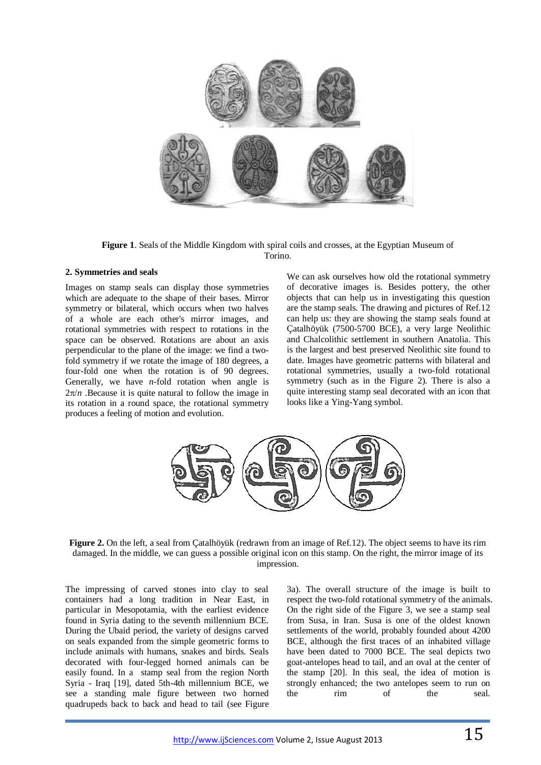**Figure 1**. Seals of the Middle Kingdom with spiral coils and crosses, at the Egyptian Museum of Torino.

## 2. Symmetries and seals

Images on stamp seals can display those symmetries which are adequate to the shape of their bases. Mirror symmetry or bilateral, which occurs when two halves of a whole are each other's mirror images, and rotational symmetries with respect to rotations in the space can be observed. Rotations are about an axis perpendicular to the plane of the image: we find a two-fold symmetry if we rotate the image of 180 degrees, a four-fold one when the rotation is of 90 degrees. Generally, we have *n*-fold rotation when angle is $2\pi/n$ .Because it is quite natural to follow the image in its rotation in a round space, the rotational symmetry produces a feeling of motion and evolution.

We can ask ourselves how old the rotational symmetry of decorative images is. Besides pottery, the other objects that can help us in investigating this question are the stamp seals. The drawing and pictures of Ref.12 can help us: they are showing the stamp seals found at Çatalhöyük (7500-5700 BCE), a very large Neolithic and Chalcolithic settlement in southern Anatolia. This is the largest and best preserved Neolithic site found to date. Images have geometric patterns with bilateral and rotational symmetries, usually a two-fold rotational symmetry (such as in the Figure 2). There is also a quite interesting stamp seal decorated with an icon that looks like a Ying-Yang symbol.

**Figure 2.** On the left, a seal from Çatalhöyük (redrawn from an image of Ref.12). The object seems to have its rim damaged. In the middle, we can guess a possible original icon on this stamp. On the right, the mirror image of its impression.

The impressing of carved stones into clay to seal containers had a long tradition in Near East, in particular in Mesopotamia, with the earliest evidence found in Syria dating to the seventh millennium BCE. During the Ubaid period, the variety of designs carved on seals expanded from the simple geometric forms to include animals with humans, snakes and birds. Seals decorated with four-legged horned animals can be easily found. In a stamp seal from the region North Syria - Iraq [19], dated 5th-4th millennium BCE, we see a standing male figure between two horned quadrupeds back to back and head to tail (see Figure 3a). The overall structure of the image is built to respect the two-fold rotational symmetry of the animals. On the right side of the Figure 3, we see a stamp seal from Susa, in Iran. Susa is one of the oldest known settlements of the world, probably founded about 4200 BCE, although the first traces of an inhabited village have been dated to 7000 BCE. The seal depicts two goat-antelopes head to tail, and an oval at the center of the stamp [20]. In this seal, the idea of motion is strongly enhanced; the two antelopes seem to run on the rim of the seal.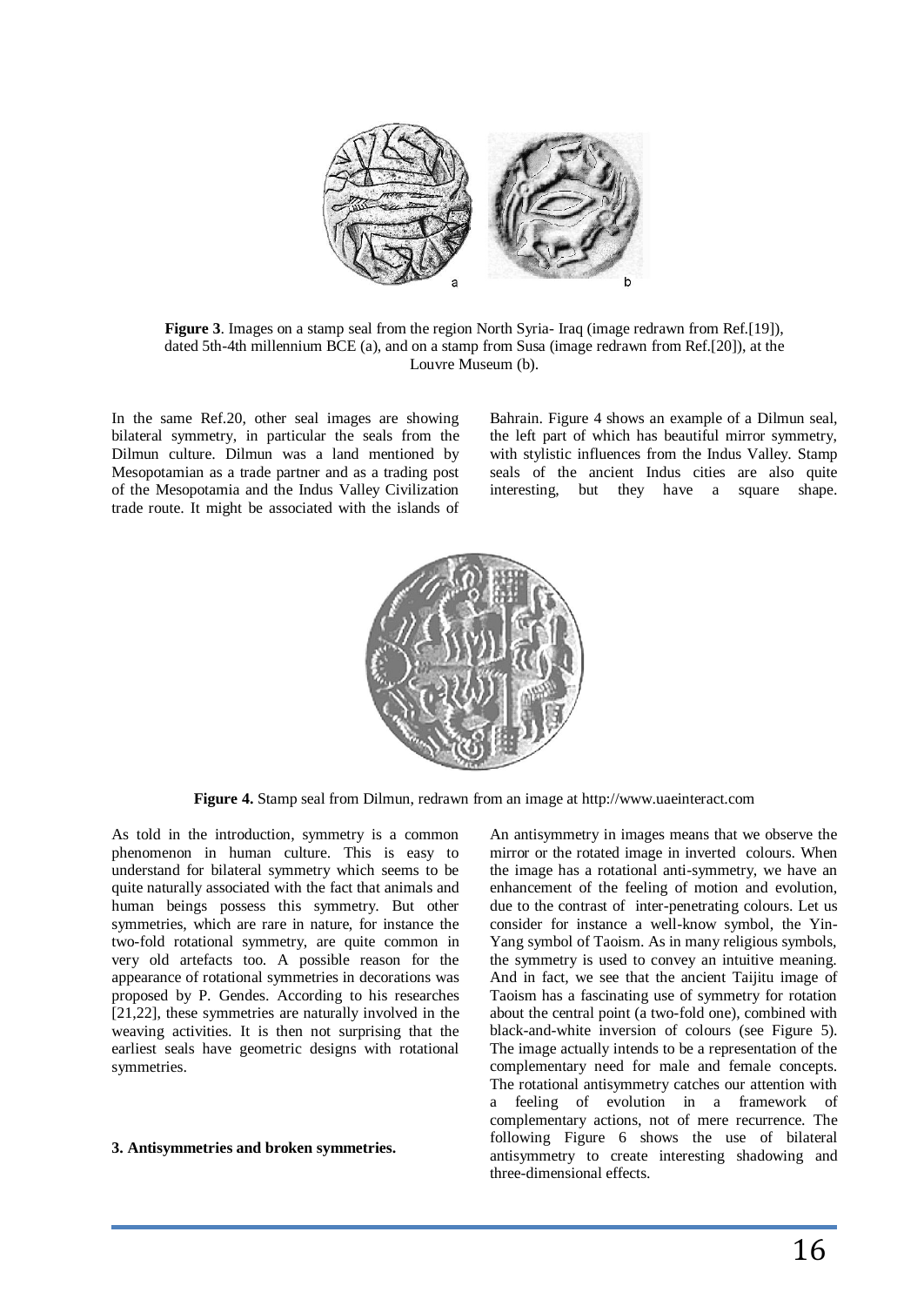**Figure 3**. Images on a stamp seal from the region North Syria- Iraq (image redrawn from Ref.[19]), dated 5th-4th millennium BCE (a), and on a stamp from Susa (image redrawn from Ref.[20]), at the Louvre Museum (b).

In the same Ref.20, other seal images are showing bilateral symmetry, in particular the seals from the Dilmun culture. Dilmun was a land mentioned by Mesopotamian as a trade partner and as a trading post of the Mesopotamia and the Indus Valley Civilization trade route. It might be associated with the islands of Bahrain. Figure 4 shows an example of a Dilmun seal, the left part of which has beautiful mirror symmetry, with stylistic influences from the Indus Valley. Stamp seals of the ancient Indus cities are also quite interesting, but they have a square shape.

**Figure 4.** Stamp seal from Dilmun, redrawn from an image at http://www.uaeinteract.com

As told in the introduction, symmetry is a common phenomenon in human culture. This is easy to understand for bilateral symmetry which seems to be quite naturally associated with the fact that animals and human beings possess this symmetry. But other symmetries, which are rare in nature, for instance the two-fold rotational symmetry, are quite common in very old artefacts too. A possible reason for the appearance of rotational symmetries in decorations was proposed by P. Gendes. According to his researches [21,22], these symmetries are naturally involved in the weaving activities. It is then not surprising that the earliest seals have geometric designs with rotational symmetries.

**3. Antisymmetries and broken symmetries.**

An antisymmetry in images means that we observe the mirror or the rotated image in inverted colours. When the image has a rotational anti-symmetry, we have an enhancement of the feeling of motion and evolution, due to the contrast of inter-penetrating colours. Let us consider for instance a well-know symbol, the Yin-Yang symbol of Taoism. As in many religious symbols, the symmetry is used to convey an intuitive meaning. And in fact, we see that the ancient Taijitu image of Taoism has a fascinating use of symmetry for rotation about the central point (a two-fold one), combined with black-and-white inversion of colours (see Figure 5). The image actually intends to be a representation of the complementary need for male and female concepts. The rotational antisymmetry catches our attention with a feeling of evolution in a framework of complementary actions, not of mere recurrence. The following Figure 6 shows the use of bilateral antisymmetry to create interesting shadowing and three-dimensional effects.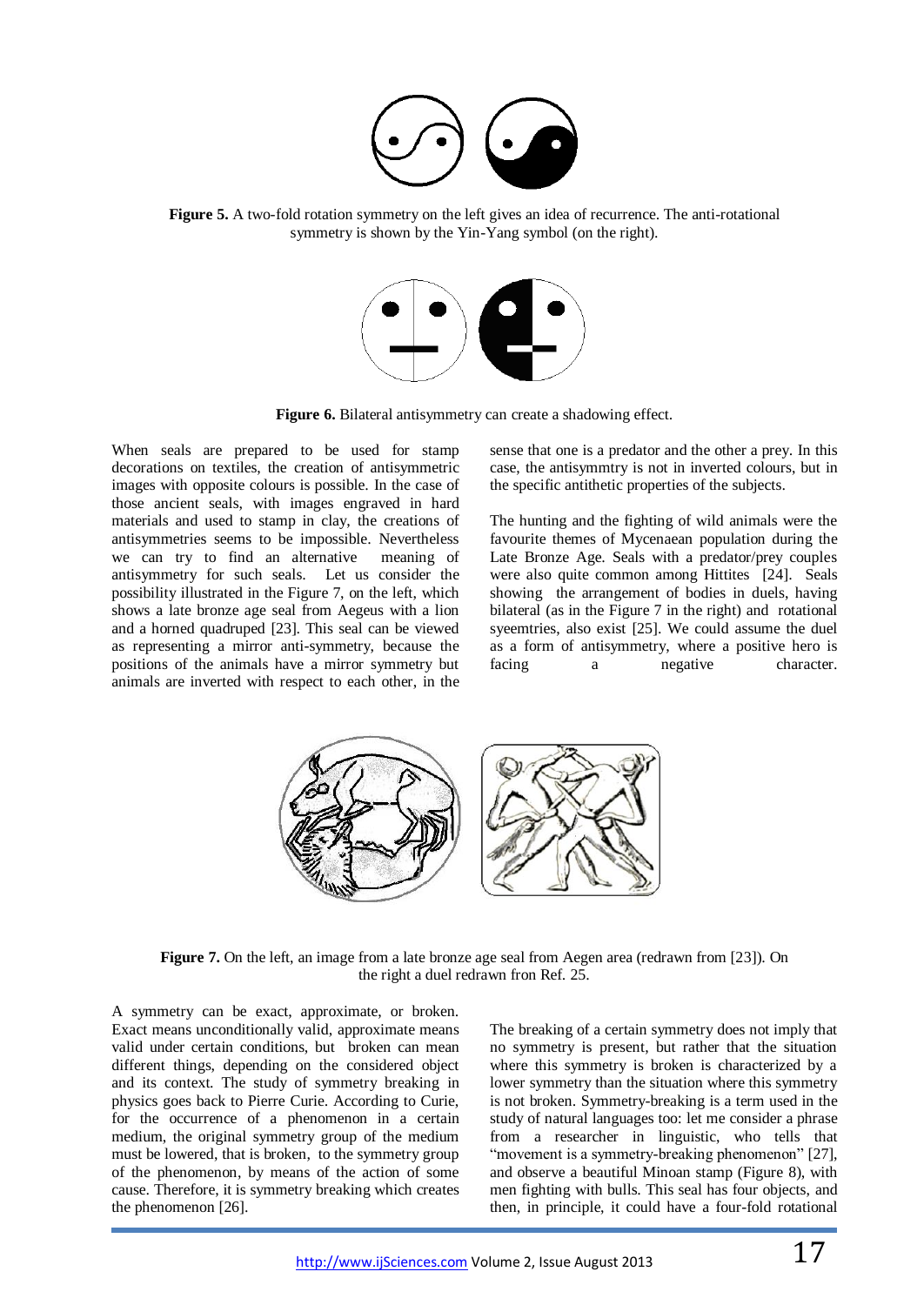**Figure 5.** A two-fold rotation symmetry on the left gives an idea of recurrence. The anti-rotational symmetry is shown by the Yin-Yang symbol (on the right).

**Figure 6.** Bilateral antisymmetry can create a shadowing effect.

When seals are prepared to be used for stamp decorations on textiles, the creation of antisymmetric images with opposite colours is possible. In the case of those ancient seals, with images engraved in hard materials and used to stamp in clay, the creations of antisymmetries seems to be impossible. Nevertheless we can try to find an alternative meaning of antisymmetry for such seals. Let us consider the possibility illustrated in the Figure 7, on the left, which shows a late bronze age seal from Aegeus with a lion and a horned quadruped [23]. This seal can be viewed as representing a mirror anti-symmetry, because the positions of the animals have a mirror symmetry but animals are inverted with respect to each other, in the sense that one is a predator and the other a prey. In this case, the antisymmtry is not in inverted colours, but in the specific antithetic properties of the subjects.

The hunting and the fighting of wild animals were the favourite themes of Mycenaean population during the Late Bronze Age. Seals with a predator/prey couples were also quite common among Hittites [24]. Seals showing the arrangement of bodies in duels, having bilateral (as in the Figure 7 in the right) and rotational syeemtries, also exist [25]. We could assume the duel as a form of antisymmetry, where a positive hero is facing a negative character.

**Figure 7.** On the left, an image from a late bronze age seal from Aegen area (redrawn from [23]). On the right a duel redrawn fron Ref. 25.

A symmetry can be exact, approximate, or broken. Exact means unconditionally valid, approximate means valid under certain conditions, but broken can mean different things, depending on the considered object and its context. The study of symmetry breaking in physics goes back to Pierre Curie. According to Curie, for the occurrence of a phenomenon in a certain medium, the original symmetry group of the medium must be lowered, that is broken, to the symmetry group of the phenomenon, by means of the action of some cause. Therefore, it is symmetry breaking which creates the phenomenon [26].

The breaking of a certain symmetry does not imply that no symmetry is present, but rather that the situation where this symmetry is broken is characterized by a lower symmetry than the situation where this symmetry is not broken. Symmetry-breaking is a term used in the study of natural languages too: let me consider a phrase from a researcher in linguistic, who tells that "movement is a symmetry-breaking phenomenon" [27], and observe a beautiful Minoan stamp (Figure 8), with men fighting with bulls. This seal has four objects, and then, in principle, it could have a four-fold rotational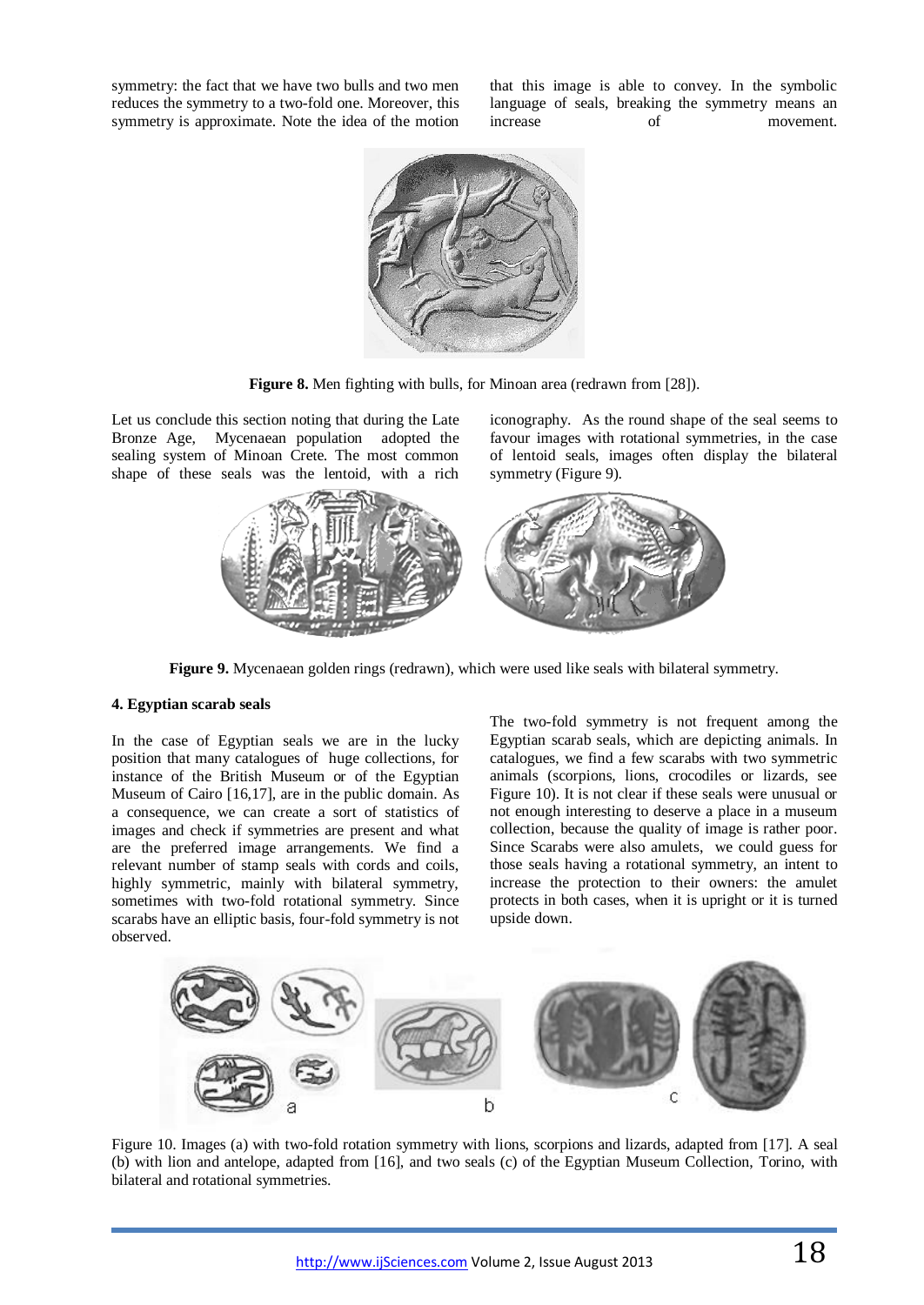symmetry: the fact that we have two bulls and two men reduces the symmetry to a two-fold one. Moreover, this symmetry is approximate. Note the idea of the motion that this image is able to convey. In the symbolic language of seals, breaking the symmetry means an increase of movement.

**Figure 8.** Men fighting with bulls, for Minoan area (redrawn from [28]).

Let us conclude this section noting that during the Late Bronze Age, Mycenaean population adopted the sealing system of Minoan Crete. The most common shape of these seals was the lentoid, with a rich iconography. As the round shape of the seal seems to favour images with rotational symmetries, in the case of lentoid seals, images often display the bilateral symmetry (Figure 9).

**Figure 9.** Mycenaean golden rings (redrawn), which were used like seals with bilateral symmetry.

### 4. Egyptian scarab seals

In the case of Egyptian seals we are in the lucky position that many catalogues of huge collections, for instance of the British Museum or of the Egyptian Museum of Cairo [16,17], are in the public domain. As a consequence, we can create a sort of statistics of images and check if symmetries are present and what are the preferred image arrangements. We find a relevant number of stamp seals with cords and coils, highly symmetric, mainly with bilateral symmetry, sometimes with two-fold rotational symmetry. Since scarabs have an elliptic basis, four-fold symmetry is not observed.

The two-fold symmetry is not frequent among the Egyptian scarab seals, which are depicting animals. In catalogues, we find a few scarabs with two symmetric animals (scorpions, lions, crocodiles or lizards, see Figure 10). It is not clear if these seals were unusual or not enough interesting to deserve a place in a museum collection, because the quality of image is rather poor. Since Scarabs were also amulets, we could guess for those seals having a rotational symmetry, an intent to increase the protection to their owners: the amulet protects in both cases, when it is upright or it is turned upside down.

Figure 10. Images (a) with two-fold rotation symmetry with lions, scorpions and lizards, adapted from [17]. A seal (b) with lion and antelope, adapted from [16], and two seals (c) of the Egyptian Museum Collection, Torino, with bilateral and rotational symmetries.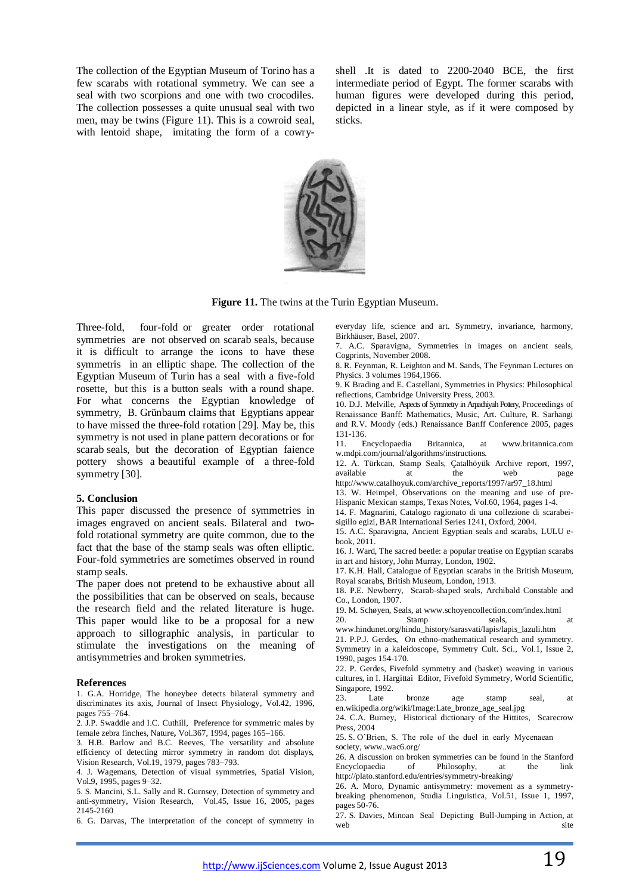The collection of the Egyptian Museum of Torino has a few scarabs with rotational symmetry. We can see a seal with two scorpions and one with two crocodiles. The collection possesses a quite unusual seal with two men, may be twins (Figure 11). This is a cowroid seal, with lentoid shape, imitating the form of a cowry-shell .It is dated to 2200-2040 BCE, the first intermediate period of Egypt. The former scarabs with human figures were developed during this period, depicted in a linear style, as if it were composed by sticks.

**Figure 11.** The twins at the Turin Egyptian Museum.

Three-fold, four-fold or greater order rotational symmetries are not observed on scarab seals, because it is difficult to arrange the icons to have these symmetris in an elliptic shape. The collection of the Egyptian Museum of Turin has a seal with a five-fold rosette, but this is a button seals with a round shape. For what concerns the Egyptian knowledge of symmetry, B. Grünbaum claims that Egyptians appear to have missed the three-fold rotation [29]. May be, this symmetry is not used in plane pattern decorations or for scarab seals, but the decoration of Egyptian faience pottery shows a beautiful example of a three-fold symmetry [30].

## 5. Conclusion

This paper discussed the presence of symmetries in images engraved on ancient seals. Bilateral and two-fold rotational symmetry are quite common, due to the fact that the base of the stamp seals was often elliptic. Four-fold symmetries are sometimes observed in round stamp seals.

The paper does not pretend to be exhaustive about all the possibilities that can be observed on seals, because the research field and the related literature is huge. This paper would like to be a proposal for a new approach to sillographic analysis, in particular to stimulate the investigations on the meaning of antisymmetries and broken symmetries.

## References

1. G.A. Horridge, The honeybee detects bilateral symmetry and discriminates its axis, Journal of Insect Physiology, Vol.42, 1996, pages 755–764.
2. J.P. Swaddle and I.C. Cuthill, Preference for symmetric males by female zebra finches, Nature, Vol.367, 1994, pages 165–166.
3. H.B. Barlow and B.C. Reeves, The versatility and absolute efficiency of detecting mirror symmetry in random dot displays, Vision Research, Vol.19, 1979, pages 783–793.
4. J. Wagemans, Detection of visual symmetries, Spatial Vision, Vol.9, 1995, pages 9–32.
5. S. Mancini, S.L. Sally and R. Gurnsey, Detection of symmetry and anti-symmetry, Vision Research, Vol.45, Issue 16, 2005, pages 2145-2160
6. G. Darvas, The interpretation of the concept of symmetry in everyday life, science and art. Symmetry, invariance, harmony, Birkhäuser, Basel, 2007.
7. A.C. Sparavigna, Symmetries in images on ancient seals, Cogprints, November 2008.
8. R. Feynman, R. Leighton and M. Sands, The Feynman Lectures on Physics. 3 volumes 1964,1966.
9. K Brading and E. Castellani, Symmetries in Physics: Philosophical reflections, Cambridge University Press, 2003.
10. D.J. Melville, Aspects of Symmetry in Arpachiyah Pottery, Proceedings of Renaissance Banff: Mathematics, Music, Art. Culture, R. Sarhangi and R.V. Moody (eds.) Renaissance Banff Conference 2005, pages 131-136.
11. Encyclopaedia Britannica, at www.britannica.com w.mdpi.com/journal/algorithms/instructions.
12. A. Türkcan, Stamp Seals, Çatalhöyük Archive report, 1997, available at the web page http://www.catalhoyuk.com/archive_reports/1997/ar97_18.html
13. W. Heimpel, Observations on the meaning and use of pre-Hispanic Mexican stamps, Texas Notes, Vol.60, 1964, pages 1-4.
14. F. Magnarini, Catalogo ragionato di una collezione di scarabei-sigillo egizi, BAR International Series 1241, Oxford, 2004.
15. A.C. Sparavigna, Ancient Egyptian seals and scarabs, LULU e-book, 2011.
16. J. Ward, The sacred beetle: a popular treatise on Egyptian scarabs in art and history, John Murray, London, 1902.
17. K.H. Hall, Catalogue of Egyptian scarabs in the British Museum, Royal scarabs, British Museum, London, 1913.
18. P.E. Newberry, Scarab-shaped seals, Archibald Constable and Co., London, 1907.
19. M. Schøyen, Seals, at www.schoyencollection.com/index.html
20. Stamp seals, at www.hindunet.org/hindu_history/sarasvati/lapis/lapis_lazuli.htm
21. P.P.J. Gerdes, On ethno-mathematical research and symmetry. Symmetry in a kaleidoscope, Symmetry Cult. Sci., Vol.1, Issue 2, 1990, pages 154-170.
22. P. Gerdes, Fivefold symmetry and (basket) weaving in various cultures, in I. Hargittai Editor, Fivefold Symmetry, World Scientific, Singapore, 1992.
23. Late bronze age stamp seal, at en.wikipedia.org/wiki/Image:Late_bronze_age_seal.jpg
24. C.A. Burney, Historical dictionary of the Hittites, Scarecrow Press, 2004
25. S. O'Brien, S. The role of the duel in early Mycenaean society, www..wac6.org/
26. A discussion on broken symmetries can be found in the Stanford Encyclopaedia of Philosophy, at the link http://plato.stanford.edu/entries/symmetry-breaking/
26. A. Moro, Dynamic antisymmetry: movement as a symmetry-breaking phenomenon, Studia Linguistica, Vol.51, Issue 1, 1997, pages 50-76.
27. S. Davies, Minoan Seal Depicting Bull-Jumping in Action, at web site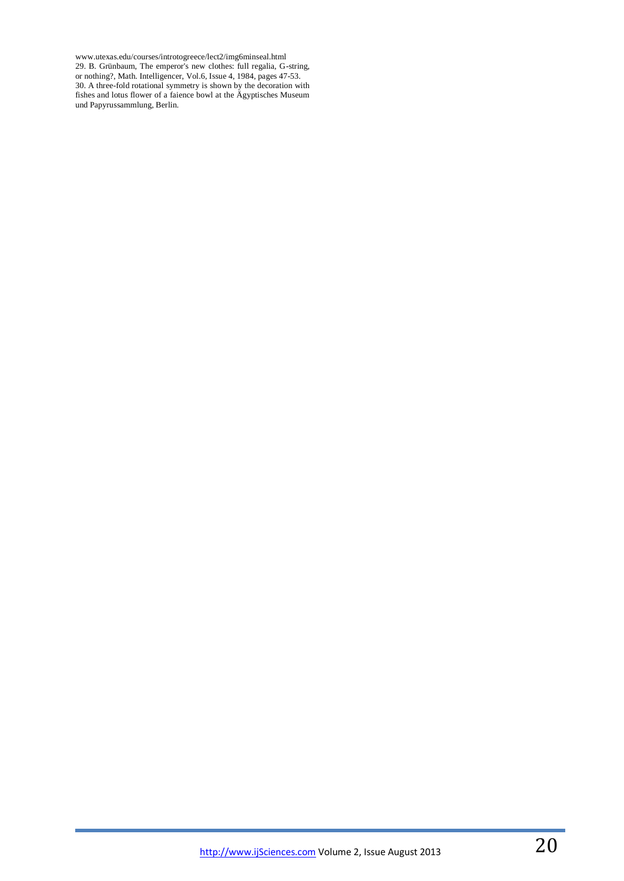www.utexas.edu/courses/introtogreece/lect2/img6minseal.html

29. B. Grünbaum, The emperor's new clothes: full regalia, G-string, or nothing?, Math. Intelligencer, Vol.6, Issue 4, 1984, pages 47-53.

30. A three-fold rotational symmetry is shown by the decoration with fishes and lotus flower of a faience bowl at the Ägyptisches Museum und Papyrussammlung, Berlin.